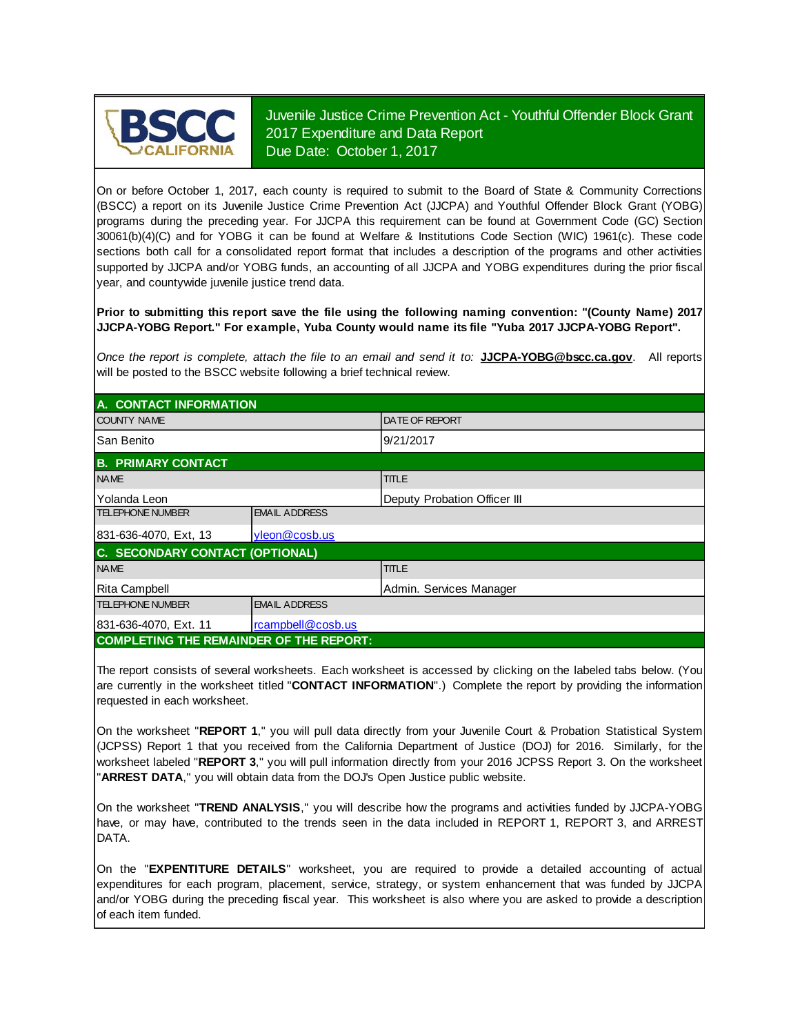BSCC CALIFORNIA

# Juvenile Justice Crime Prevention Act - Youthful Offender Block Grant 2017 Expenditure and Data Report
Due Date: October 1, 2017

On or before October 1, 2017, each county is required to submit to the Board of State & Community Corrections (BSCC) a report on its Juvenile Justice Crime Prevention Act (JJCPA) and Youthful Offender Block Grant (YOBG) programs during the preceding year. For JJCPA this requirement can be found at Government Code (GC) Section 30061(b)(4)(C) and for YOBG it can be found at Welfare & Institutions Code Section (WIC) 1961(c). These code sections both call for a consolidated report format that includes a description of the programs and other activities supported by JJCPA and/or YOBG funds, an accounting of all JJCPA and YOBG expenditures during the prior fiscal year, and countywide juvenile justice trend data.

**Prior to submitting this report save the file using the following naming convention: "(County Name) 2017 JJCPA-YOBG Report." For example, Yuba County would name its file "Yuba 2017 JJCPA-YOBG Report".**

*Once the report is complete, attach the file to an email and send it to:* **JJCPA-YOBG@bscc.ca.gov**. All reports will be posted to the BSCC website following a brief technical review.

## A. CONTACT INFORMATION

| COUNTY NAME | DATE OF REPORT |
|---|---|
| San Benito | 9/21/2017 |

## B. PRIMARY CONTACT

| NAME | | TITLE |
|---|---|---|
| Yolanda Leon | | Deputy Probation Officer III |
| TELEPHONE NUMBER | EMAIL ADDRESS | |
| 831-636-4070, Ext, 13 | yleon@cosb.us | |

## C. SECONDARY CONTACT (OPTIONAL)

| NAME | | TITLE |
|---|---|---|
| Rita Campbell | | Admin. Services Manager |
| TELEPHONE NUMBER | EMAIL ADDRESS | |
| 831-636-4070, Ext. 11 | rcampbell@cosb.us | |

## COMPLETING THE REMAINDER OF THE REPORT:

The report consists of several worksheets. Each worksheet is accessed by clicking on the labeled tabs below. (You are currently in the worksheet titled "**CONTACT INFORMATION**".) Complete the report by providing the information requested in each worksheet.

On the worksheet "**REPORT 1**," you will pull data directly from your Juvenile Court & Probation Statistical System (JCPSS) Report 1 that you received from the California Department of Justice (DOJ) for 2016. Similarly, for the worksheet labeled "**REPORT 3**," you will pull information directly from your 2016 JCPSS Report 3. On the worksheet "**ARREST DATA**," you will obtain data from the DOJ's Open Justice public website.

On the worksheet "**TREND ANALYSIS**," you will describe how the programs and activities funded by JJCPA-YOBG have, or may have, contributed to the trends seen in the data included in REPORT 1, REPORT 3, and ARREST DATA.

On the "**EXPENTITURE DETAILS**" worksheet, you are required to provide a detailed accounting of actual expenditures for each program, placement, service, strategy, or system enhancement that was funded by JJCPA and/or YOBG during the preceding fiscal year. This worksheet is also where you are asked to provide a description of each item funded.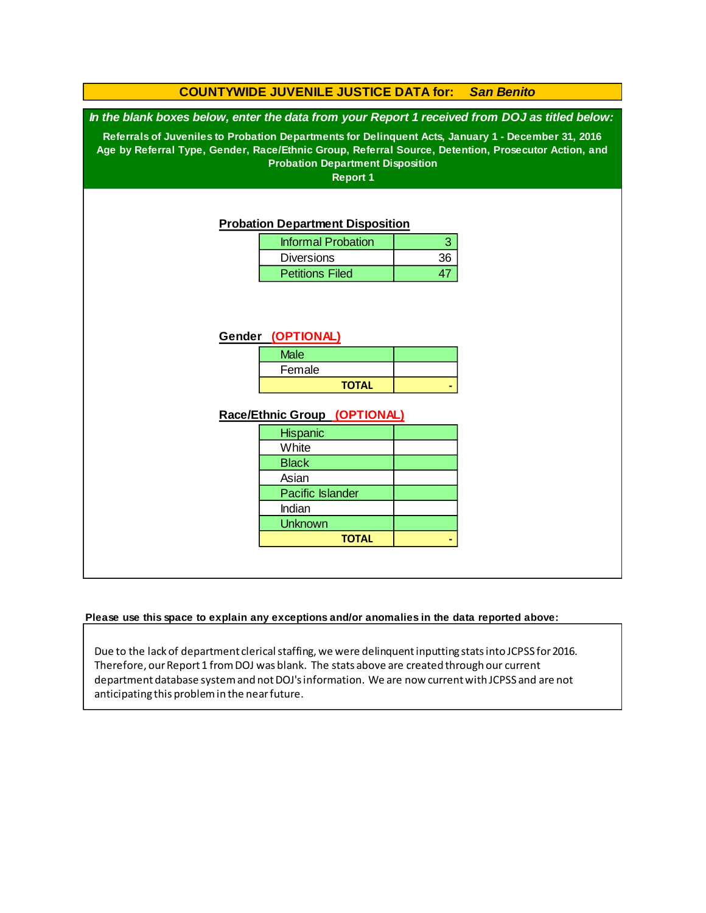# COUNTYWIDE JUVENILE JUSTICE DATA for: *San Benito*

***In the blank boxes below, enter the data from your Report 1 received from DOJ as titled below:***

**Referrals of Juveniles to Probation Departments for Delinquent Acts, January 1 - December 31, 2016**
**Age by Referral Type, Gender, Race/Ethnic Group, Referral Source, Detention, Prosecutor Action, and Probation Department Disposition**
**Report 1**

## Probation Department Disposition

| | |
|---|---|
| Informal Probation | 3 |
| Diversions | 36 |
| Petitions Filed | 47 |

## Gender (OPTIONAL)

| | |
|---|---|
| Male | |
| Female | |
| **TOTAL** | - |

## Race/Ethnic Group (OPTIONAL)

| | |
|---|---|
| Hispanic | |
| White | |
| Black | |
| Asian | |
| Pacific Islander | |
| Indian | |
| Unknown | |
| **TOTAL** | - |

**Please use this space to explain any exceptions and/or anomalies in the data reported above:**

Due to the lack of department clerical staffing, we were delinquent inputting stats into JCPSS for 2016. Therefore, our Report 1 from DOJ was blank. The stats above are created through our current department database system and not DOJ's information. We are now current with JCPSS and are not anticipating this problem in the near future.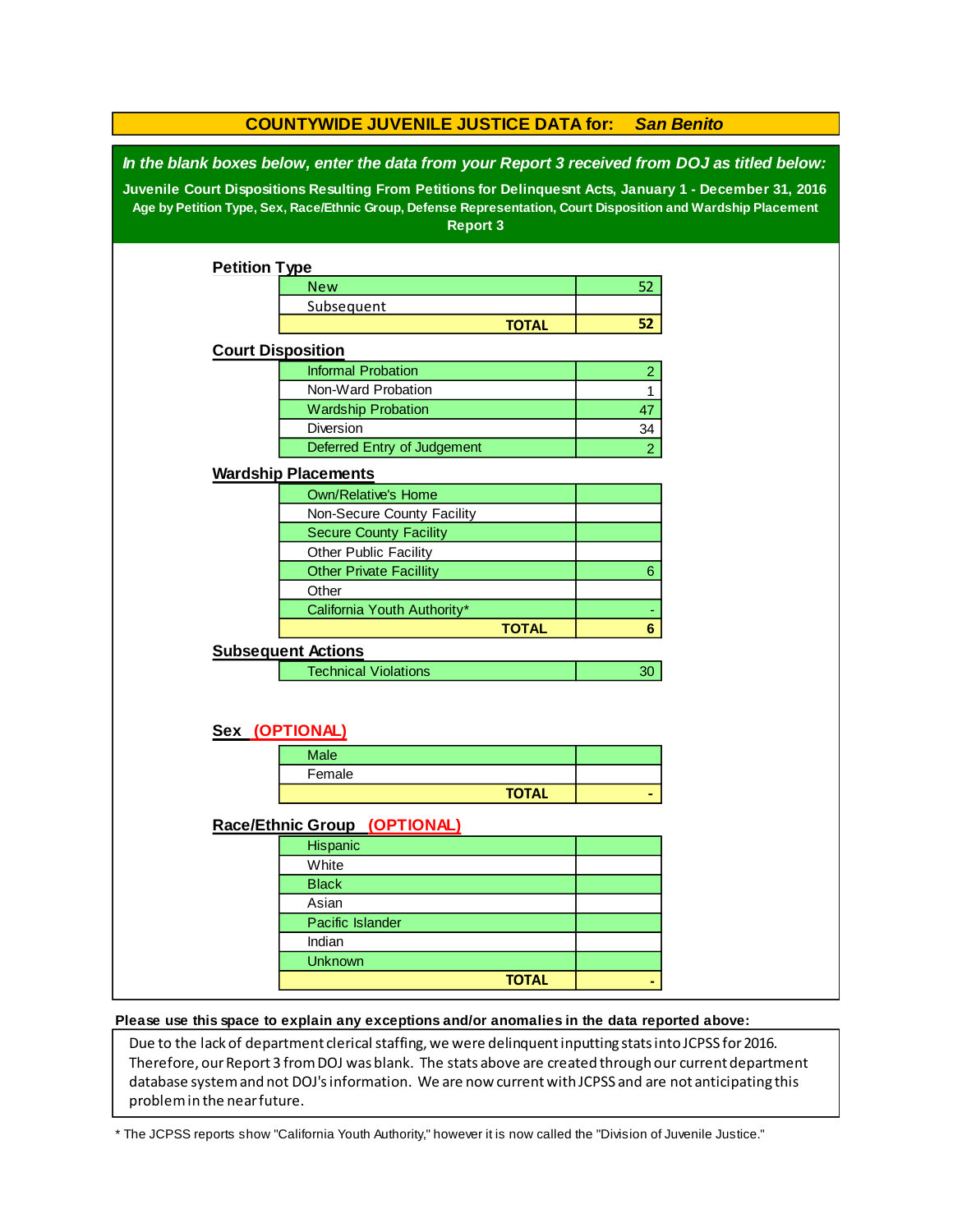# COUNTYWIDE JUVENILE JUSTICE DATA for: *San Benito*

***In the blank boxes below, enter the data from your Report 3 received from DOJ as titled below:***

**Juvenile Court Dispositions Resulting From Petitions for Delinquesnt Acts, January 1 - December 31, 2016**

**Age by Petition Type, Sex, Race/Ethnic Group, Defense Representation, Court Disposition and Wardship Placement**

**Report 3**

## Petition Type

| | |
|---|---|
| New | 52 |
| Subsequent | |
| **TOTAL** | **52** |

## Court Disposition

| | |
|---|---|
| Informal Probation | 2 |
| Non-Ward Probation | 1 |
| Wardship Probation | 47 |
| Diversion | 34 |
| Deferred Entry of Judgement | 2 |

## Wardship Placements

| | |
|---|---|
| Own/Relative's Home | |
| Non-Secure County Facility | |
| Secure County Facility | |
| Other Public Facility | |
| Other Private Facillity | 6 |
| Other | |
| California Youth Authority* | - |
| **TOTAL** | **6** |

## Subsequent Actions

| | |
|---|---|
| Technical Violations | 30 |

## Sex (OPTIONAL)

| | |
|---|---|
| Male | |
| Female | |
| **TOTAL** | **-** |

## Race/Ethnic Group (OPTIONAL)

| | |
|---|---|
| Hispanic | |
| White | |
| Black | |
| Asian | |
| Pacific Islander | |
| Indian | |
| Unknown | |
| **TOTAL** | **-** |

**Please use this space to explain any exceptions and/or anomalies in the data reported above:**

Due to the lack of department clerical staffing, we were delinquent inputting stats into JCPSS for 2016. Therefore, our Report 3 from DOJ was blank. The stats above are created through our current department database system and not DOJ's information. We are now current with JCPSS and are not anticipating this problem in the near future.

* The JCPSS reports show "California Youth Authority," however it is now called the "Division of Juvenile Justice."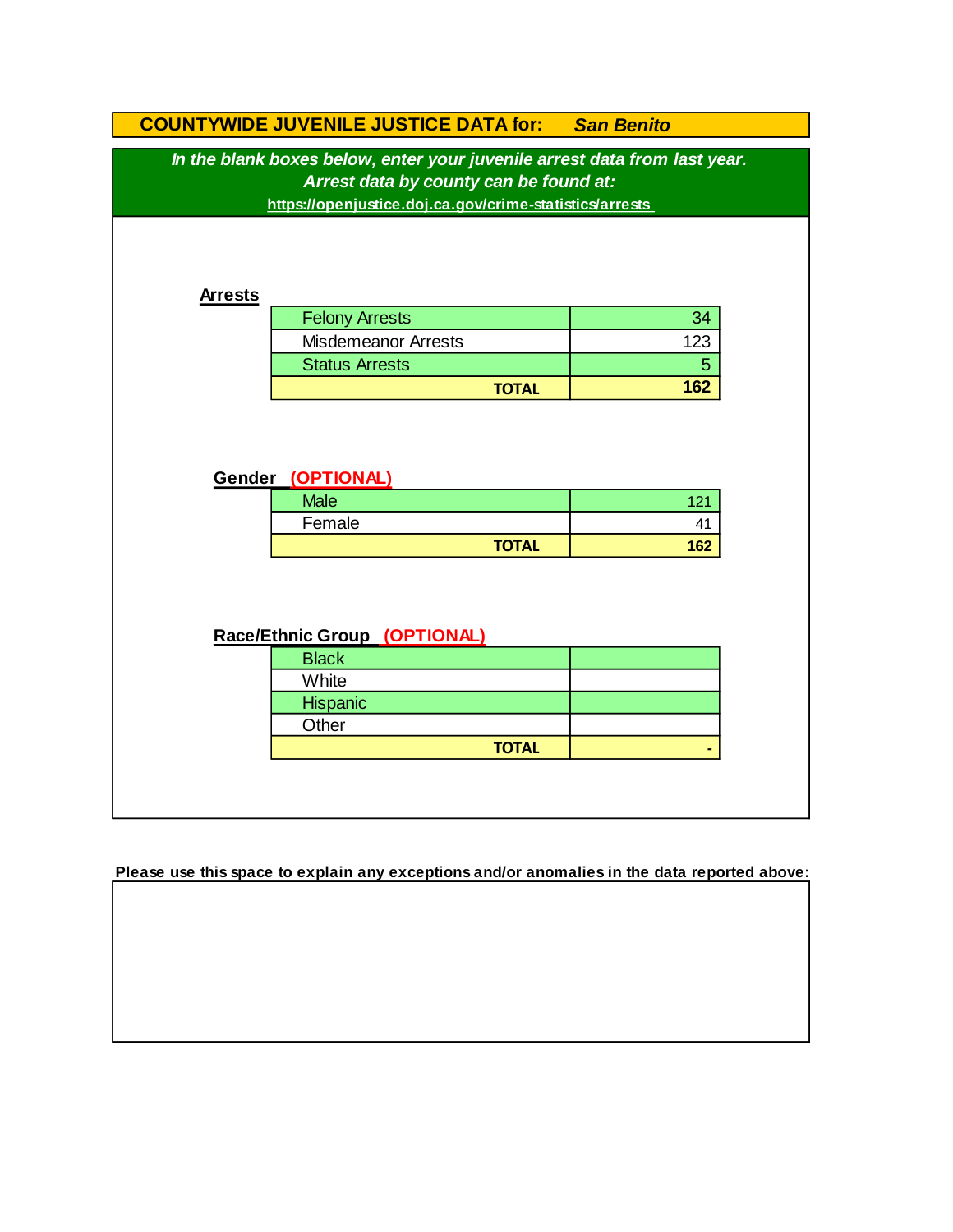**COUNTYWIDE JUVENILE JUSTICE DATA for:** ***San Benito***

***In the blank boxes below, enter your juvenile arrest data from last year.***
***Arrest data by county can be found at:***
**https://openjustice.doj.ca.gov/crime-statistics/arrests**

**Arrests**

| | |
|---|---|
| Felony Arrests | 34 |
| Misdemeanor Arrests | 123 |
| Status Arrests | 5 |
| **TOTAL** | **162** |

**Gender (OPTIONAL)**

| | |
|---|---|
| Male | 121 |
| Female | 41 |
| **TOTAL** | **162** |

**Race/Ethnic Group (OPTIONAL)**

| | |
|---|---|
| Black | |
| White | |
| Hispanic | |
| Other | |
| **TOTAL** | **-** |

**Please use this space to explain any exceptions and/or anomalies in the data reported above:**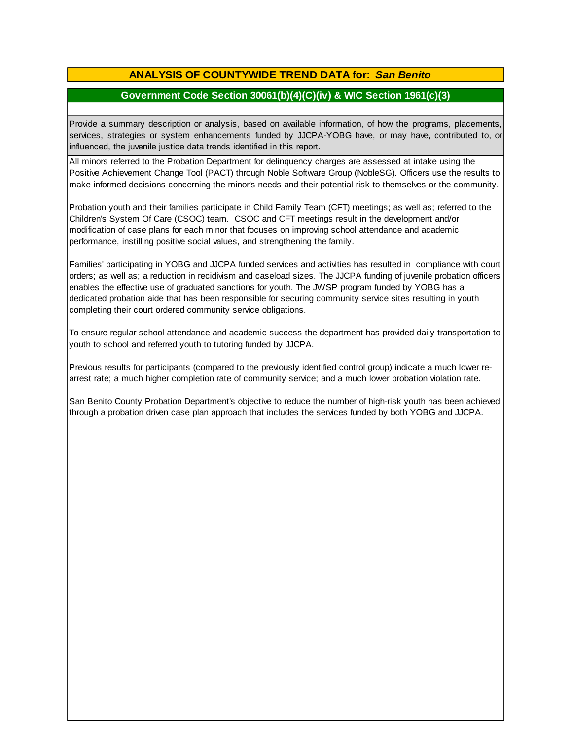# ANALYSIS OF COUNTYWIDE TREND DATA for: *San Benito*

## Government Code Section 30061(b)(4)(C)(iv) & WIC Section 1961(c)(3)

Provide a summary description or analysis, based on available information, of how the programs, placements, services, strategies or system enhancements funded by JJCPA-YOBG have, or may have, contributed to, or influenced, the juvenile justice data trends identified in this report.

All minors referred to the Probation Department for delinquency charges are assessed at intake using the Positive Achievement Change Tool (PACT) through Noble Software Group (NobleSG). Officers use the results to make informed decisions concerning the minor's needs and their potential risk to themselves or the community.

Probation youth and their families participate in Child Family Team (CFT) meetings; as well as; referred to the Children's System Of Care (CSOC) team. CSOC and CFT meetings result in the development and/or modification of case plans for each minor that focuses on improving school attendance and academic performance, instilling positive social values, and strengthening the family.

Families' participating in YOBG and JJCPA funded services and activities has resulted in compliance with court orders; as well as; a reduction in recidivism and caseload sizes. The JJCPA funding of juvenile probation officers enables the effective use of graduated sanctions for youth. The JWSP program funded by YOBG has a dedicated probation aide that has been responsible for securing community service sites resulting in youth completing their court ordered community service obligations.

To ensure regular school attendance and academic success the department has provided daily transportation to youth to school and referred youth to tutoring funded by JJCPA.

Previous results for participants (compared to the previously identified control group) indicate a much lower re-arrest rate; a much higher completion rate of community service; and a much lower probation violation rate.

San Benito County Probation Department's objective to reduce the number of high-risk youth has been achieved through a probation driven case plan approach that includes the services funded by both YOBG and JJCPA.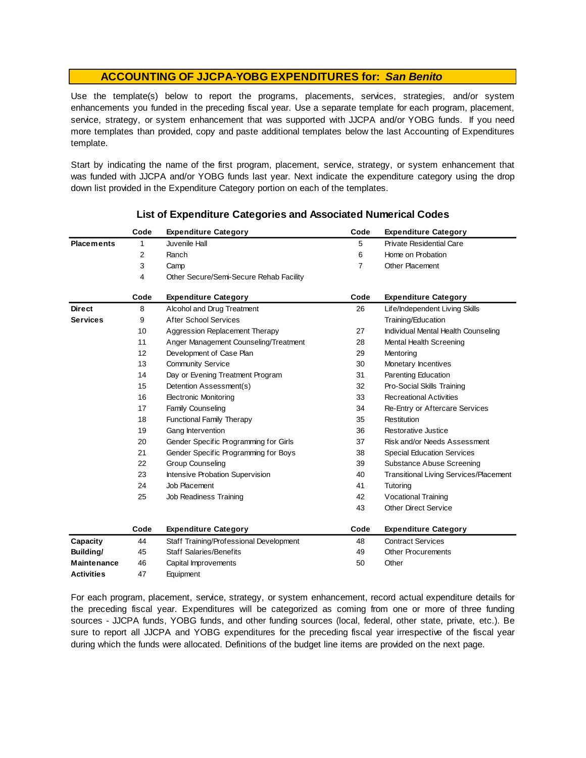## ACCOUNTING OF JJCPA-YOBG EXPENDITURES for: *San Benito*

Use the template(s) below to report the programs, placements, services, strategies, and/or system enhancements you funded in the preceding fiscal year. Use a separate template for each program, placement, service, strategy, or system enhancement that was supported with JJCPA and/or YOBG funds. If you need more templates than provided, copy and paste additional templates below the last Accounting of Expenditures template.

Start by indicating the name of the first program, placement, service, strategy, or system enhancement that was funded with JJCPA and/or YOBG funds last year. Next indicate the expenditure category using the drop down list provided in the Expenditure Category portion on each of the templates.

### List of Expenditure Categories and Associated Numerical Codes

| | Code | Expenditure Category | Code | Expenditure Category |
|---|---|---|---|---|
| **Placements** | 1 | Juvenile Hall | 5 | Private Residential Care |
| | 2 | Ranch | 6 | Home on Probation |
| | 3 | Camp | 7 | Other Placement |
| | 4 | Other Secure/Semi-Secure Rehab Facility | | |

| | Code | Expenditure Category | Code | Expenditure Category |
|---|---|---|---|---|
| **Direct Services** | 8 | Alcohol and Drug Treatment | 26 | Life/Independent Living Skills Training/Education |
| | 9 | After School Services | 27 | Individual Mental Health Counseling |
| | 10 | Aggression Replacement Therapy | 28 | Mental Health Screening |
| | 11 | Anger Management Counseling/Treatment | 29 | Mentoring |
| | 12 | Development of Case Plan | 30 | Monetary Incentives |
| | 13 | Community Service | 31 | Parenting Education |
| | 14 | Day or Evening Treatment Program | 32 | Pro-Social Skills Training |
| | 15 | Detention Assessment(s) | 33 | Recreational Activities |
| | 16 | Electronic Monitoring | 34 | Re-Entry or Aftercare Services |
| | 17 | Family Counseling | 35 | Restitution |
| | 18 | Functional Family Therapy | 36 | Restorative Justice |
| | 19 | Gang Intervention | 37 | Risk and/or Needs Assessment |
| | 20 | Gender Specific Programming for Girls | 38 | Special Education Services |
| | 21 | Gender Specific Programming for Boys | 39 | Substance Abuse Screening |
| | 22 | Group Counseling | 40 | Transitional Living Services/Placement |
| | 23 | Intensive Probation Supervision | 41 | Tutoring |
| | 24 | Job Placement | 42 | Vocational Training |
| | 25 | Job Readiness Training | 43 | Other Direct Service |

| | Code | Expenditure Category | Code | Expenditure Category |
|---|---|---|---|---|
| **Capacity Building/ Maintenance Activities** | 44 | Staff Training/Professional Development | 48 | Contract Services |
| | 45 | Staff Salaries/Benefits | 49 | Other Procurements |
| | 46 | Capital Improvements | 50 | Other |
| | 47 | Equipment | | |

For each program, placement, service, strategy, or system enhancement, record actual expenditure details for the preceding fiscal year. Expenditures will be categorized as coming from one or more of three funding sources - JJCPA funds, YOBG funds, and other funding sources (local, federal, other state, private, etc.). Be sure to report all JJCPA and YOBG expenditures for the preceding fiscal year irrespective of the fiscal year during which the funds were allocated. Definitions of the budget line items are provided on the next page.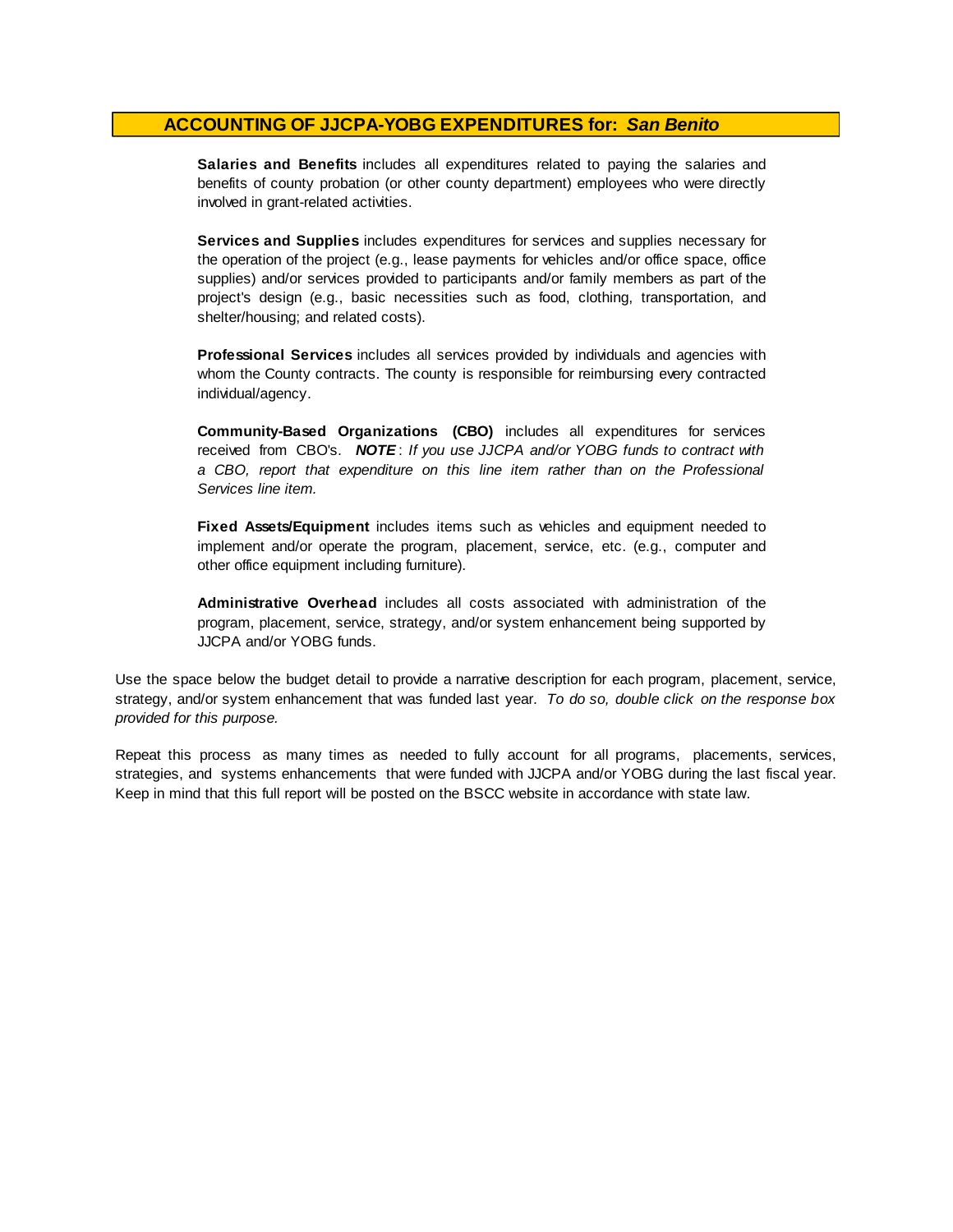## ACCOUNTING OF JJCPA-YOBG EXPENDITURES for: *San Benito*

**Salaries and Benefits** includes all expenditures related to paying the salaries and benefits of county probation (or other county department) employees who were directly involved in grant-related activities.

**Services and Supplies** includes expenditures for services and supplies necessary for the operation of the project (e.g., lease payments for vehicles and/or office space, office supplies) and/or services provided to participants and/or family members as part of the project's design (e.g., basic necessities such as food, clothing, transportation, and shelter/housing; and related costs).

**Professional Services** includes all services provided by individuals and agencies with whom the County contracts. The county is responsible for reimbursing every contracted individual/agency.

**Community-Based Organizations (CBO)** includes all expenditures for services received from CBO's. ***NOTE***: *If you use JJCPA and/or YOBG funds to contract with a CBO, report that expenditure on this line item rather than on the Professional Services line item.*

**Fixed Assets/Equipment** includes items such as vehicles and equipment needed to implement and/or operate the program, placement, service, etc. (e.g., computer and other office equipment including furniture).

**Administrative Overhead** includes all costs associated with administration of the program, placement, service, strategy, and/or system enhancement being supported by JJCPA and/or YOBG funds.

Use the space below the budget detail to provide a narrative description for each program, placement, service, strategy, and/or system enhancement that was funded last year. *To do so, double click on the response box provided for this purpose.*

Repeat this process as many times as needed to fully account for all programs, placements, services, strategies, and systems enhancements that were funded with JJCPA and/or YOBG during the last fiscal year. Keep in mind that this full report will be posted on the BSCC website in accordance with state law.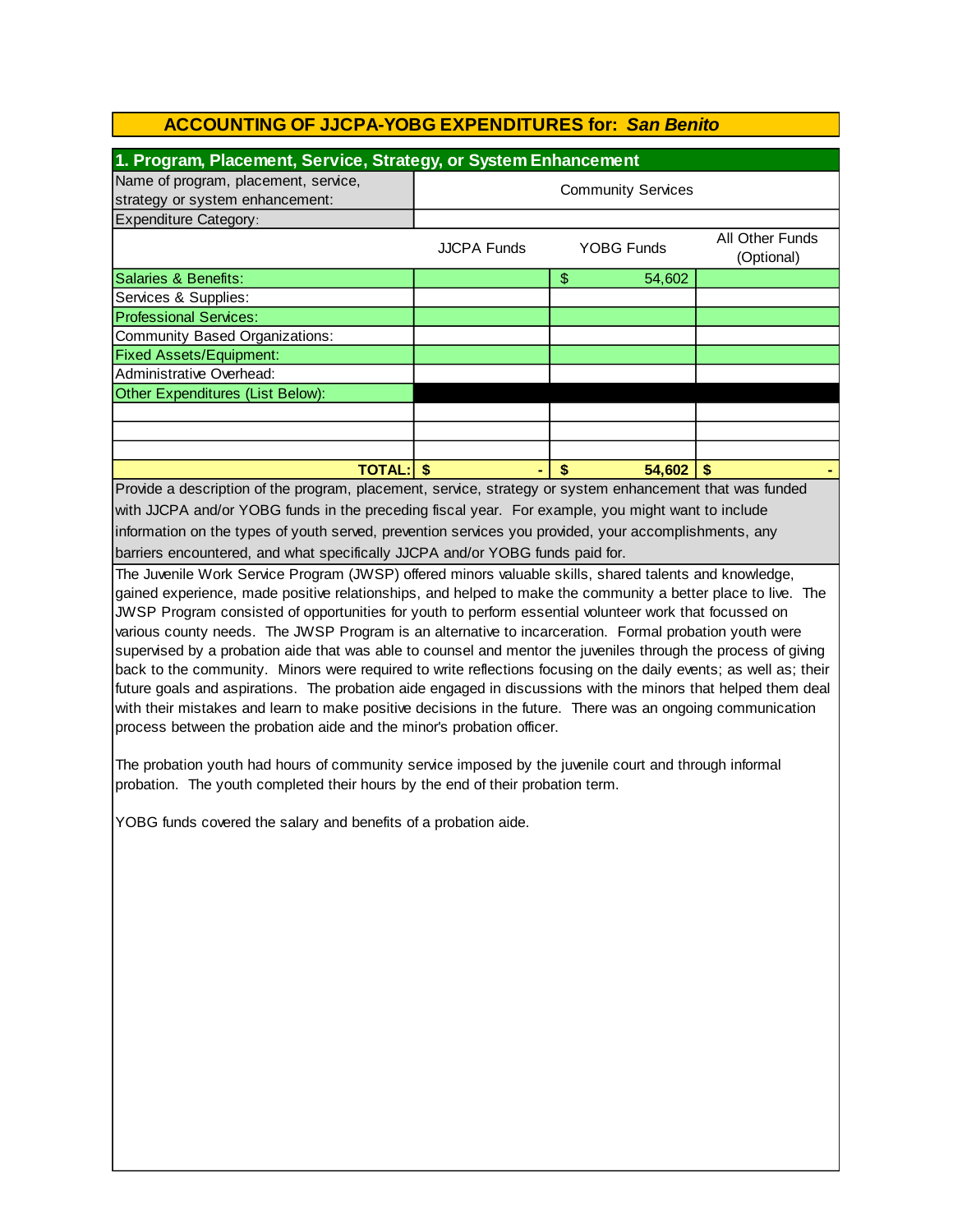## ACCOUNTING OF JJCPA-YOBG EXPENDITURES for: *San Benito*

### 1. Program, Placement, Service, Strategy, or System Enhancement

| Name of program, placement, service, strategy or system enhancement: | Community Services | | |
|---|---|---|---|
| Expenditure Category: | | | |
| | JJCPA Funds | YOBG Funds | All Other Funds (Optional) |
| Salaries & Benefits: | | $ 54,602 | |
| Services & Supplies: | | | |
| Professional Services: | | | |
| Community Based Organizations: | | | |
| Fixed Assets/Equipment: | | | |
| Administrative Overhead: | | | |
| Other Expenditures (List Below): | | | |
| | | | |
| | | | |
| | | | |
| **TOTAL:** | **$ -** | **$ 54,602** | **$ -** |

Provide a description of the program, placement, service, strategy or system enhancement that was funded with JJCPA and/or YOBG funds in the preceding fiscal year. For example, you might want to include information on the types of youth served, prevention services you provided, your accomplishments, any barriers encountered, and what specifically JJCPA and/or YOBG funds paid for.

The Juvenile Work Service Program (JWSP) offered minors valuable skills, shared talents and knowledge, gained experience, made positive relationships, and helped to make the community a better place to live. The JWSP Program consisted of opportunities for youth to perform essential volunteer work that focussed on various county needs. The JWSP Program is an alternative to incarceration. Formal probation youth were supervised by a probation aide that was able to counsel and mentor the juveniles through the process of giving back to the community. Minors were required to write reflections focusing on the daily events; as well as; their future goals and aspirations. The probation aide engaged in discussions with the minors that helped them deal with their mistakes and learn to make positive decisions in the future. There was an ongoing communication process between the probation aide and the minor's probation officer.

The probation youth had hours of community service imposed by the juvenile court and through informal probation. The youth completed their hours by the end of their probation term.

YOBG funds covered the salary and benefits of a probation aide.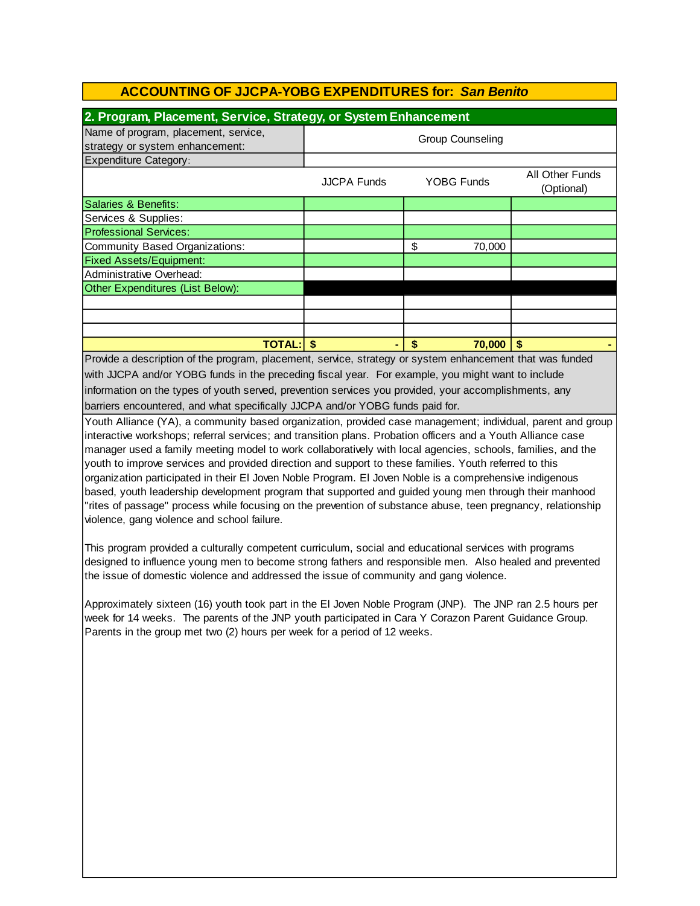## ACCOUNTING OF JJCPA-YOBG EXPENDITURES for: *San Benito*

### 2. Program, Placement, Service, Strategy, or System Enhancement

| Name of program, placement, service, strategy or system enhancement: | Group Counseling | | |
|---|---|---|---|
| Expenditure Category: | | | |
| | JJCPA Funds | YOBG Funds | All Other Funds (Optional) |
| Salaries & Benefits: | | | |
| Services & Supplies: | | | |
| Professional Services: | | | |
| Community Based Organizations: | | $ 70,000 | |
| Fixed Assets/Equipment: | | | |
| Administrative Overhead: | | | |
| Other Expenditures (List Below): | | | |
| | | | |
| | | | |
| | | | |
| **TOTAL:** | **$ -** | **$ 70,000** | **$ -** |

Provide a description of the program, placement, service, strategy or system enhancement that was funded with JJCPA and/or YOBG funds in the preceding fiscal year. For example, you might want to include information on the types of youth served, prevention services you provided, your accomplishments, any barriers encountered, and what specifically JJCPA and/or YOBG funds paid for.

Youth Alliance (YA), a community based organization, provided case management; individual, parent and group interactive workshops; referral services; and transition plans. Probation officers and a Youth Alliance case manager used a family meeting model to work collaboratively with local agencies, schools, families, and the youth to improve services and provided direction and support to these families. Youth referred to this organization participated in their El Joven Noble Program. El Joven Noble is a comprehensive indigenous based, youth leadership development program that supported and guided young men through their manhood "rites of passage" process while focusing on the prevention of substance abuse, teen pregnancy, relationship violence, gang violence and school failure.

This program provided a culturally competent curriculum, social and educational services with programs designed to influence young men to become strong fathers and responsible men. Also healed and prevented the issue of domestic violence and addressed the issue of community and gang violence.

Approximately sixteen (16) youth took part in the El Joven Noble Program (JNP). The JNP ran 2.5 hours per week for 14 weeks. The parents of the JNP youth participated in Cara Y Corazon Parent Guidance Group. Parents in the group met two (2) hours per week for a period of 12 weeks.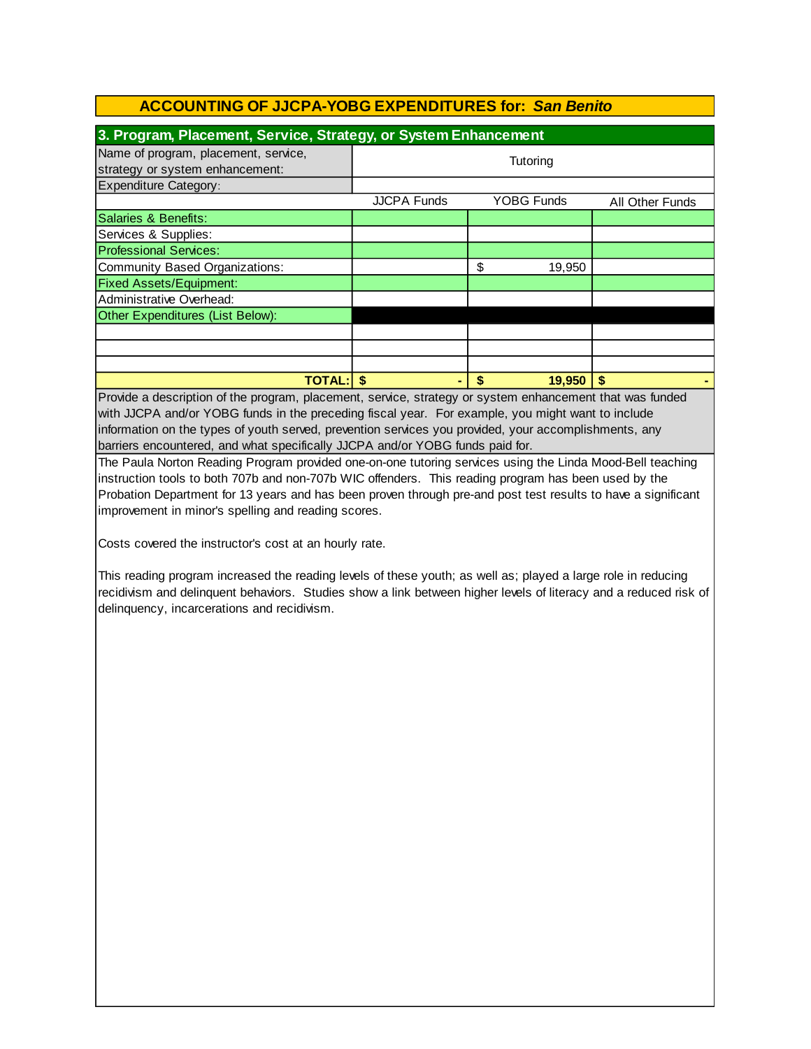## ACCOUNTING OF JJCPA-YOBG EXPENDITURES for: *San Benito*

### 3. Program, Placement, Service, Strategy, or System Enhancement

| | | | |
|---|---|---|---|
| Name of program, placement, service, strategy or system enhancement: | Tutoring | | |
| Expenditure Category: | | | |
| | JJCPA Funds | YOBG Funds | All Other Funds |
| Salaries & Benefits: | | | |
| Services & Supplies: | | | |
| Professional Services: | | | |
| Community Based Organizations: | | $ 19,950 | |
| Fixed Assets/Equipment: | | | |
| Administrative Overhead: | | | |
| Other Expenditures (List Below): | | | |
| | | | |
| | | | |
| | | | |
| **TOTAL:** | **$ -** | **$ 19,950** | **$ -** |

Provide a description of the program, placement, service, strategy or system enhancement that was funded with JJCPA and/or YOBG funds in the preceding fiscal year. For example, you might want to include information on the types of youth served, prevention services you provided, your accomplishments, any barriers encountered, and what specifically JJCPA and/or YOBG funds paid for.

The Paula Norton Reading Program provided one-on-one tutoring services using the Linda Mood-Bell teaching instruction tools to both 707b and non-707b WIC offenders. This reading program has been used by the Probation Department for 13 years and has been proven through pre-and post test results to have a significant improvement in minor's spelling and reading scores.

Costs covered the instructor's cost at an hourly rate.

This reading program increased the reading levels of these youth; as well as; played a large role in reducing recidivism and delinquent behaviors. Studies show a link between higher levels of literacy and a reduced risk of delinquency, incarcerations and recidivism.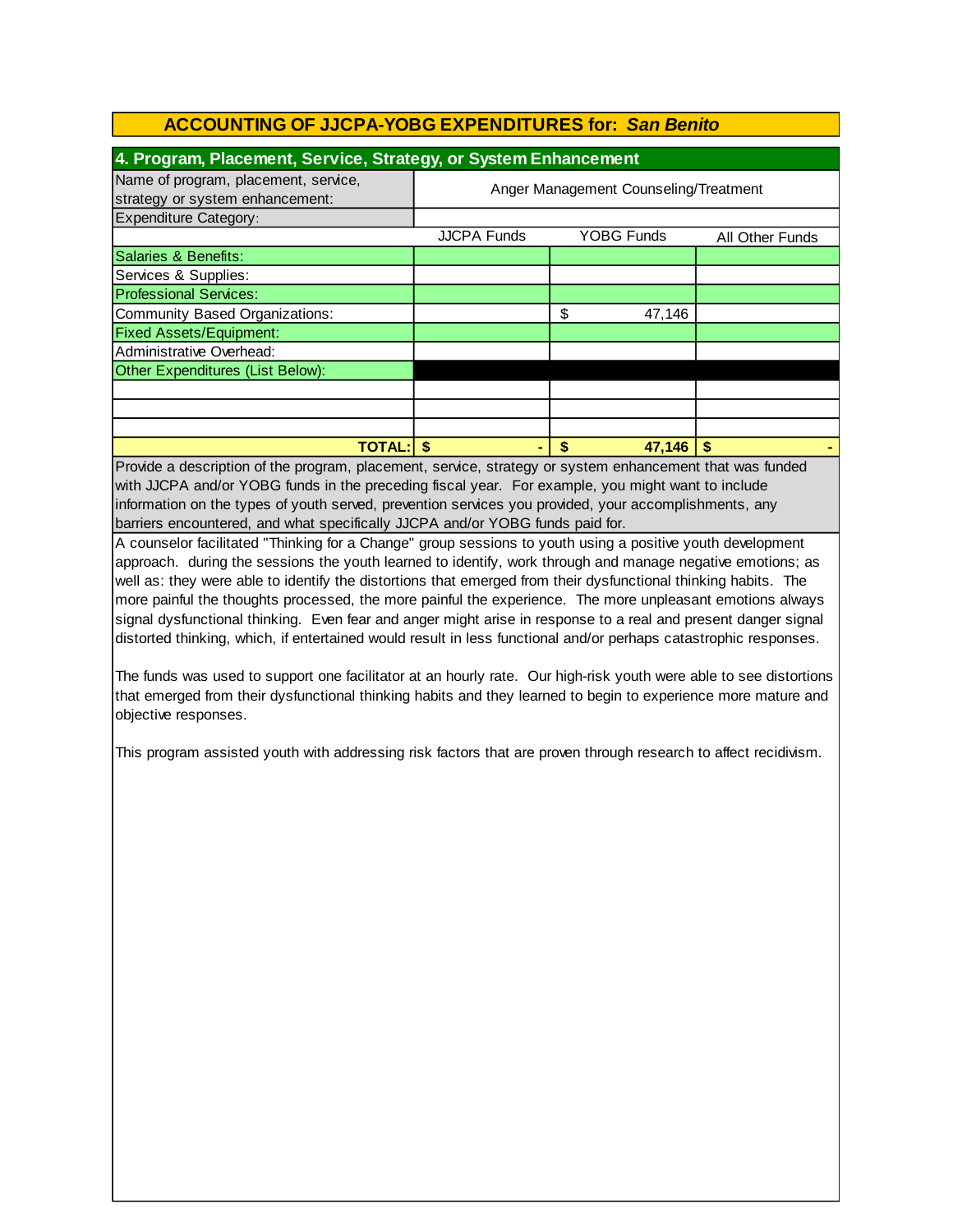## ACCOUNTING OF JJCPA-YOBG EXPENDITURES for: *San Benito*

### 4. Program, Placement, Service, Strategy, or System Enhancement

| | | | |
|---|---|---|---|
| Name of program, placement, service, strategy or system enhancement: | Anger Management Counseling/Treatment | | |
| Expenditure Category: | | | |
| | JJCPA Funds | YOBG Funds | All Other Funds |
| Salaries & Benefits: | | | |
| Services & Supplies: | | | |
| Professional Services: | | | |
| Community Based Organizations: | | $ 47,146 | |
| Fixed Assets/Equipment: | | | |
| Administrative Overhead: | | | |
| Other Expenditures (List Below): | | | |
| | | | |
| | | | |
| | | | |
| **TOTAL:** | **$ -** | **$ 47,146** | **$ -** |

Provide a description of the program, placement, service, strategy or system enhancement that was funded with JJCPA and/or YOBG funds in the preceding fiscal year. For example, you might want to include information on the types of youth served, prevention services you provided, your accomplishments, any barriers encountered, and what specifically JJCPA and/or YOBG funds paid for.

A counselor facilitated "Thinking for a Change" group sessions to youth using a positive youth development approach. during the sessions the youth learned to identify, work through and manage negative emotions; as well as: they were able to identify the distortions that emerged from their dysfunctional thinking habits. The more painful the thoughts processed, the more painful the experience. The more unpleasant emotions always signal dysfunctional thinking. Even fear and anger might arise in response to a real and present danger signal distorted thinking, which, if entertained would result in less functional and/or perhaps catastrophic responses.

The funds was used to support one facilitator at an hourly rate. Our high-risk youth were able to see distortions that emerged from their dysfunctional thinking habits and they learned to begin to experience more mature and objective responses.

This program assisted youth with addressing risk factors that are proven through research to affect recidivism.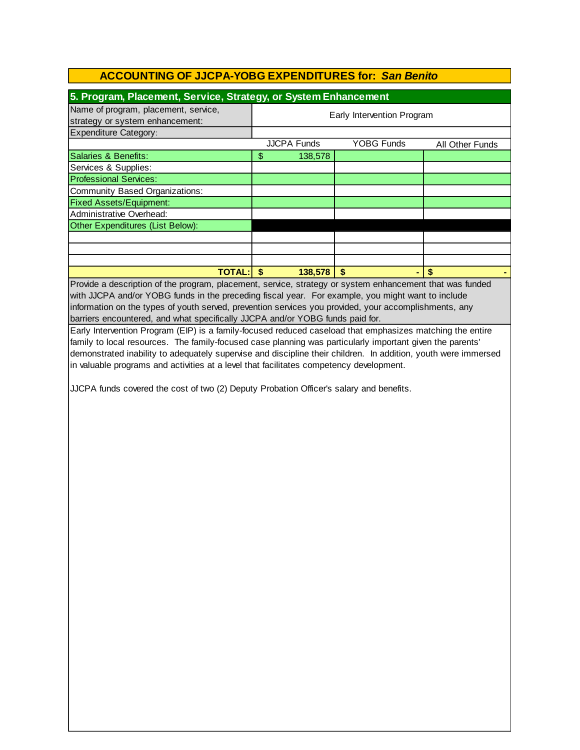## ACCOUNTING OF JJCPA-YOBG EXPENDITURES for: *San Benito*

### 5. Program, Placement, Service, Strategy, or System Enhancement

| | | | |
|---|---|---|---|
| Name of program, placement, service, strategy or system enhancement: | Early Intervention Program | | |
| Expenditure Category: | | | |
| | JJCPA Funds | YOBG Funds | All Other Funds |
| Salaries & Benefits: | $ 138,578 | | |
| Services & Supplies: | | | |
| Professional Services: | | | |
| Community Based Organizations: | | | |
| Fixed Assets/Equipment: | | | |
| Administrative Overhead: | | | |
| Other Expenditures (List Below): | | | |
| | | | |
| | | | |
| | | | |
| **TOTAL:** | **$ 138,578** | **$ -** | **$ -** |

Provide a description of the program, placement, service, strategy or system enhancement that was funded with JJCPA and/or YOBG funds in the preceding fiscal year. For example, you might want to include information on the types of youth served, prevention services you provided, your accomplishments, any barriers encountered, and what specifically JJCPA and/or YOBG funds paid for.

Early Intervention Program (EIP) is a family-focused reduced caseload that emphasizes matching the entire family to local resources. The family-focused case planning was particularly important given the parents' demonstrated inability to adequately supervise and discipline their children. In addition, youth were immersed in valuable programs and activities at a level that facilitates competency development.

JJCPA funds covered the cost of two (2) Deputy Probation Officer's salary and benefits.